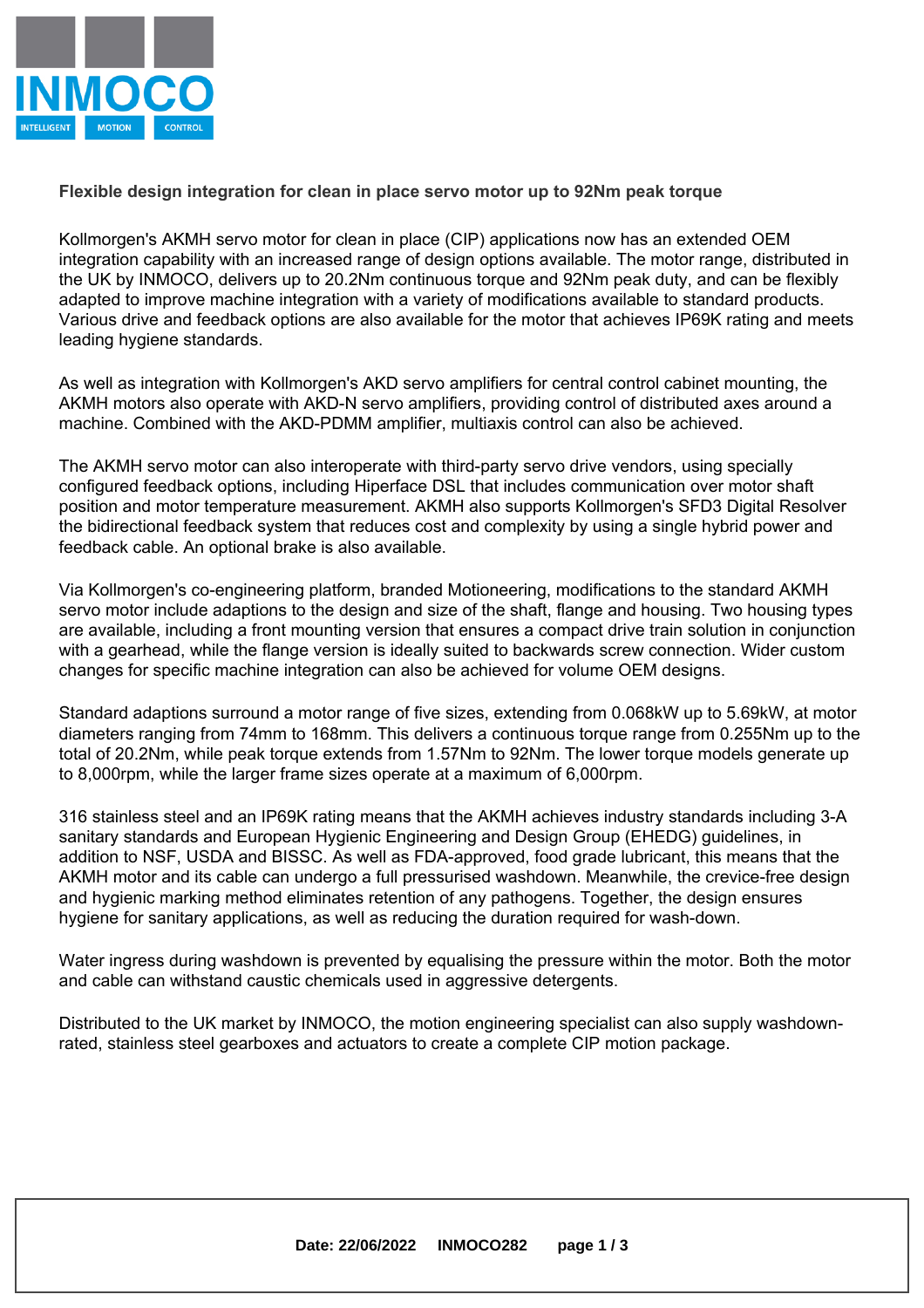**Flexible design integration for clean in place servo motor up to 92Nm peak torque**

Kollmorgen's AKMH servo motor for clean in place (CIP) applications now has an extended OEM integration capability with an increased range of design options available. The motor range, distributed in the UK by INMOCO, delivers up to 20.2Nm continuous torque and 92Nm peak duty, and can be flexibly adapted to improve machine integration with a variety of modifications available to standard products. Various drive and feedback options are also available for the motor that achieves IP69K rating and meets leading hygiene standards.

As well as integration with Kollmorgen's AKD servo amplifiers for central control cabinet mounting, the AKMH motors also operate with AKD-N servo amplifiers, providing control of distributed axes around a machine. Combined with the AKD-PDMM amplifier, multiaxis control can also be achieved.

The AKMH servo motor can also interoperate with third-party servo drive vendors, using specially configured feedback options, including Hiperface DSL that includes communication over motor shaft position and motor temperature measurement. AKMH also supports Kollmorgen's SFD3 Digital Resolver the bidirectional feedback system that reduces cost and complexity by using a single hybrid power and feedback cable. An optional brake is also available.

Via Kollmorgen's co-engineering platform, branded Motioneering, modifications to the standard AKMH servo motor include adaptions to the design and size of the shaft, flange and housing. Two housing types are available, including a front mounting version that ensures a compact drive train solution in conjunction with a gearhead, while the flange version is ideally suited to backwards screw connection. Wider custom changes for specific machine integration can also be achieved for volume OEM designs.

Standard adaptions surround a motor range of five sizes, extending from 0.068kW up to 5.69kW, at motor diameters ranging from 74mm to 168mm. This delivers a continuous torque range from 0.255Nm up to the total of 20.2Nm, while peak torque extends from 1.57Nm to 92Nm. The lower torque models generate up to 8,000rpm, while the larger frame sizes operate at a maximum of 6,000rpm.

316 stainless steel and an IP69K rating means that the AKMH achieves industry standards including 3-A sanitary standards and European Hygienic Engineering and Design Group (EHEDG) guidelines, in addition to NSF, USDA and BISSC. As well as FDA-approved, food grade lubricant, this means that the AKMH motor and its cable can undergo a full pressurised washdown. Meanwhile, the crevice-free design and hygienic marking method eliminates retention of any pathogens. Together, the design ensures hygiene for sanitary applications, as well as reducing the duration required for wash-down.

Water ingress during washdown is prevented by equalising the pressure within the motor. Both the motor and cable can withstand caustic chemicals used in aggressive detergents.

Distributed to the UK market by INMOCO, the motion engineering specialist can also supply washdown-rated, stainless steel gearboxes and actuators to create a complete CIP motion package.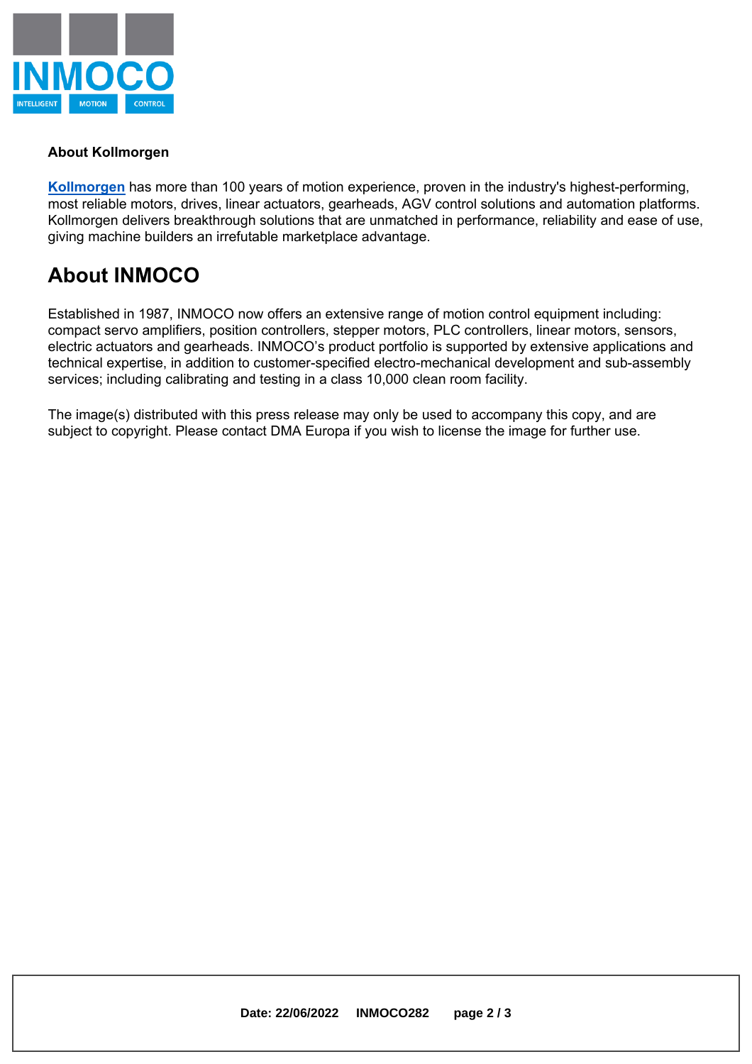### About Kollmorgen

**Kollmorgen** has more than 100 years of motion experience, proven in the industry's highest-performing, most reliable motors, drives, linear actuators, gearheads, AGV control solutions and automation platforms. Kollmorgen delivers breakthrough solutions that are unmatched in performance, reliability and ease of use, giving machine builders an irrefutable marketplace advantage.

## About INMOCO

Established in 1987, INMOCO now offers an extensive range of motion control equipment including: compact servo amplifiers, position controllers, stepper motors, PLC controllers, linear motors, sensors, electric actuators and gearheads. INMOCO's product portfolio is supported by extensive applications and technical expertise, in addition to customer-specified electro-mechanical development and sub-assembly services; including calibrating and testing in a class 10,000 clean room facility.

The image(s) distributed with this press release may only be used to accompany this copy, and are subject to copyright. Please contact DMA Europa if you wish to license the image for further use.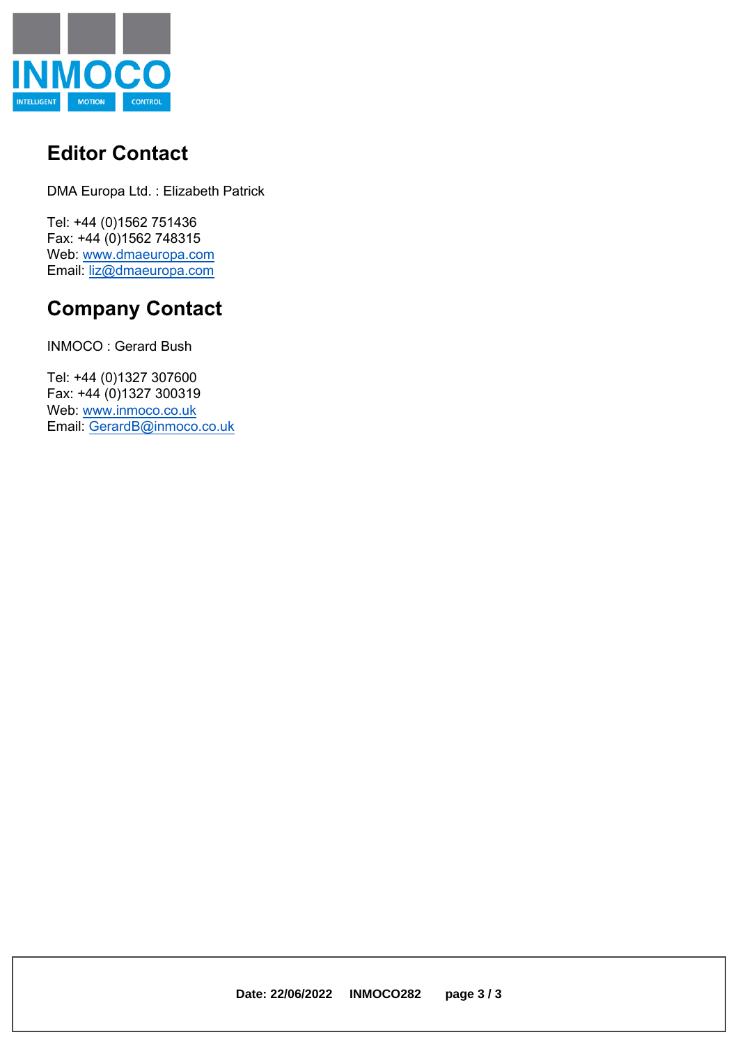## Editor Contact

DMA Europa Ltd. : Elizabeth Patrick

Tel: +44 (0)1562 751436
Fax: +44 (0)1562 748315
Web: www.dmaeuropa.com
Email: liz@dmaeuropa.com

## Company Contact

INMOCO : Gerard Bush

Tel: +44 (0)1327 307600
Fax: +44 (0)1327 300319
Web: www.inmoco.co.uk
Email: GerardB@inmoco.co.uk